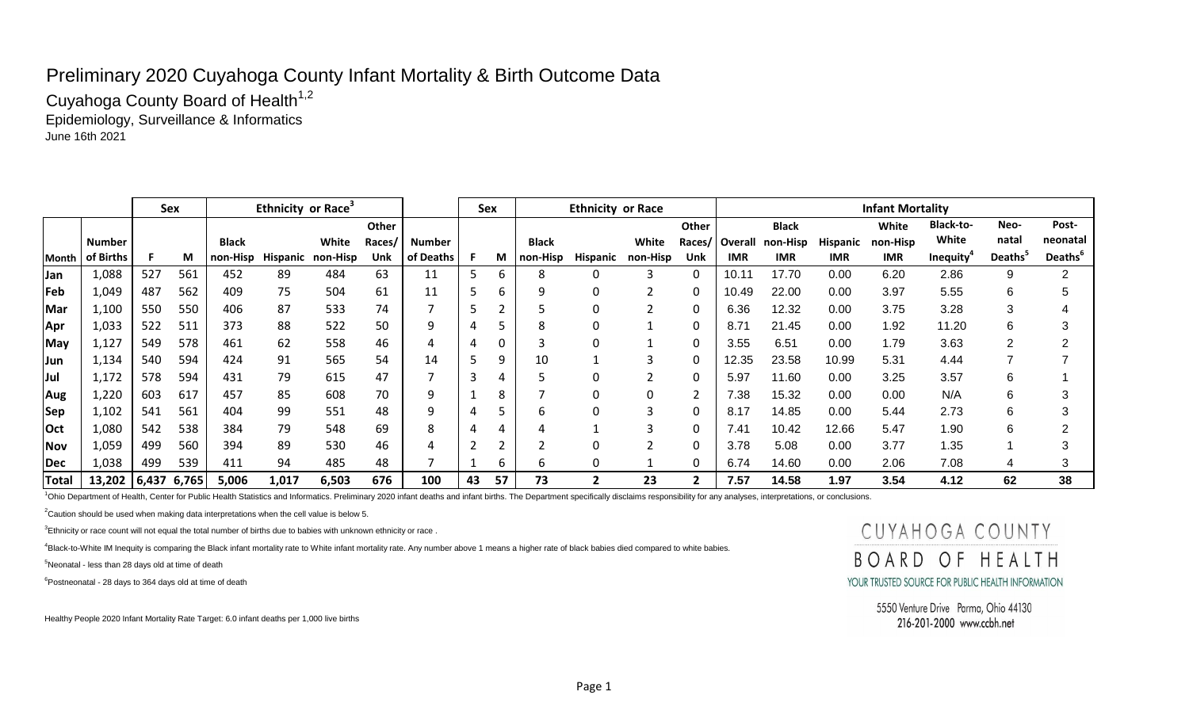# Preliminary 2020 Cuyahoga County Infant Mortality & Birth Outcome Data

Cuyahoga County Board of Health[1,2]

Epidemiology, Surveillance & Informatics

June 16th 2021

| | | Sex | | Ethnicity or Race[3] | | | | | Sex | | Ethnicity or Race | | | | Infant Mortality | | | | | | |
|---|---|---|---|---|---|---|---|---|---|---|---|---|---|---|---|---|---|---|---|---|---|
| Month | Number of Births | F | M | Black non-Hisp | Hispanic | White non-Hisp | Other Races/ Unk | Number of Deaths | F | M | Black non-Hisp | Hispanic | White non-Hisp | Other Races/ Unk | Overall IMR | Black non-Hisp IMR | Hispanic IMR | White non-Hisp IMR | Black-to-White Inequity[4] | Neo-natal Deaths[5] | Post-neonatal Deaths[6] |
| Jan | 1,088 | 527 | 561 | 452 | 89 | 484 | 63 | 11 | 5 | 6 | 8 | 0 | 3 | 0 | 10.11 | 17.70 | 0.00 | 6.20 | 2.86 | 9 | 2 |
| Feb | 1,049 | 487 | 562 | 409 | 75 | 504 | 61 | 11 | 5 | 6 | 9 | 0 | 2 | 0 | 10.49 | 22.00 | 0.00 | 3.97 | 5.55 | 6 | 5 |
| Mar | 1,100 | 550 | 550 | 406 | 87 | 533 | 74 | 7 | 5 | 2 | 5 | 0 | 2 | 0 | 6.36 | 12.32 | 0.00 | 3.75 | 3.28 | 3 | 4 |
| Apr | 1,033 | 522 | 511 | 373 | 88 | 522 | 50 | 9 | 4 | 5 | 8 | 0 | 1 | 0 | 8.71 | 21.45 | 0.00 | 1.92 | 11.20 | 6 | 3 |
| May | 1,127 | 549 | 578 | 461 | 62 | 558 | 46 | 4 | 4 | 0 | 3 | 0 | 1 | 0 | 3.55 | 6.51 | 0.00 | 1.79 | 3.63 | 2 | 2 |
| Jun | 1,134 | 540 | 594 | 424 | 91 | 565 | 54 | 14 | 5 | 9 | 10 | 1 | 3 | 0 | 12.35 | 23.58 | 10.99 | 5.31 | 4.44 | 7 | 7 |
| Jul | 1,172 | 578 | 594 | 431 | 79 | 615 | 47 | 7 | 3 | 4 | 5 | 0 | 2 | 0 | 5.97 | 11.60 | 0.00 | 3.25 | 3.57 | 6 | 1 |
| Aug | 1,220 | 603 | 617 | 457 | 85 | 608 | 70 | 9 | 1 | 8 | 7 | 0 | 0 | 2 | 7.38 | 15.32 | 0.00 | 0.00 | N/A | 6 | 3 |
| Sep | 1,102 | 541 | 561 | 404 | 99 | 551 | 48 | 9 | 4 | 5 | 6 | 0 | 3 | 0 | 8.17 | 14.85 | 0.00 | 5.44 | 2.73 | 6 | 3 |
| Oct | 1,080 | 542 | 538 | 384 | 79 | 548 | 69 | 8 | 4 | 4 | 4 | 1 | 3 | 0 | 7.41 | 10.42 | 12.66 | 5.47 | 1.90 | 6 | 2 |
| Nov | 1,059 | 499 | 560 | 394 | 89 | 530 | 46 | 4 | 2 | 2 | 2 | 0 | 2 | 0 | 3.78 | 5.08 | 0.00 | 3.77 | 1.35 | 1 | 3 |
| Dec | 1,038 | 499 | 539 | 411 | 94 | 485 | 48 | 7 | 1 | 6 | 6 | 0 | 1 | 0 | 6.74 | 14.60 | 0.00 | 2.06 | 7.08 | 4 | 3 |
| **Total** | **13,202** | **6,437** | **6,765** | **5,006** | **1,017** | **6,503** | **676** | **100** | **43** | **57** | **73** | **2** | **23** | **2** | **7.57** | **14.58** | **1.97** | **3.54** | **4.12** | **62** | **38** |

[1]Ohio Department of Health, Center for Public Health Statistics and Informatics. Preliminary 2020 infant deaths and infant births. The Department specifically disclaims responsibility for any analyses, interpretations, or conclusions.

[2]Caution should be used when making data interpretations when the cell value is below 5.

[3]Ethnicity or race count will not equal the total number of births due to babies with unknown ethnicity or race .

[4]Black-to-White IM Inequity is comparing the Black infant mortality rate to White infant mortality rate. Any number above 1 means a higher rate of black babies died compared to white babies.

[5]Neonatal - less than 28 days old at time of death

[6]Postneonatal - 28 days to 364 days old at time of death

Healthy People 2020 Infant Mortality Rate Target: 6.0 infant deaths per 1,000 live births

CUYAHOGA COUNTY BOARD OF HEALTH

YOUR TRUSTED SOURCE FOR PUBLIC HEALTH INFORMATION

5550 Venture Drive Parma, Ohio 44130

216-201-2000 www.ccbh.net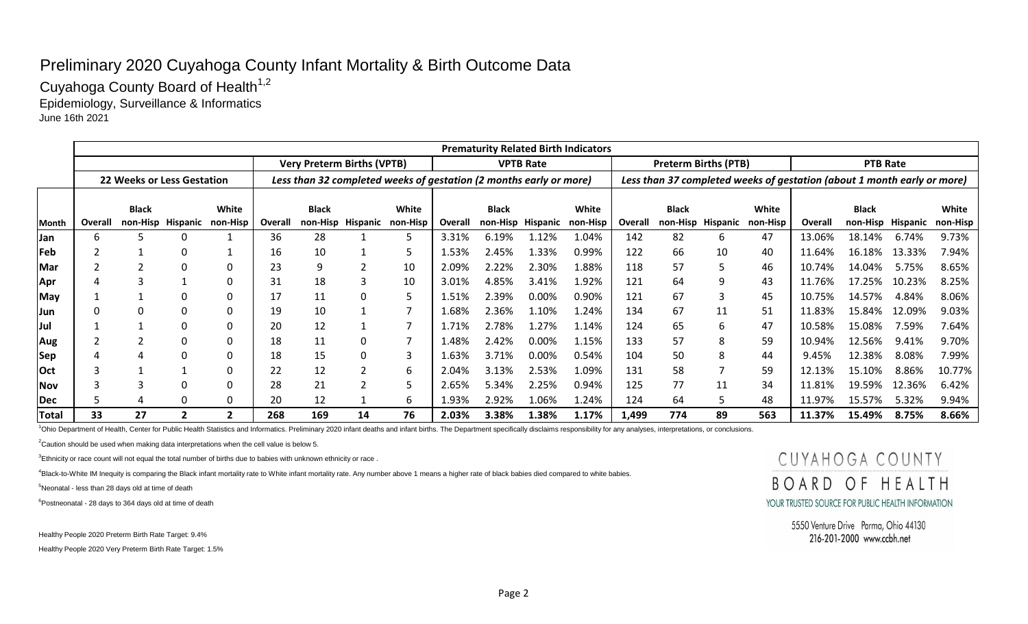# Preliminary 2020 Cuyahoga County Infant Mortality & Birth Outcome Data

Cuyahoga County Board of Health[1,2]

Epidemiology, Surveillance & Informatics

June 16th 2021

| | Prematurity Related Birth Indicators | | | | | | | | | | | | | | | | | | | |
|---|---|---|---|---|---|---|---|---|---|---|---|---|---|---|---|---|---|---|---|---|
| | | | | | Very Preterm Births (VPTB) | | | | VPTB Rate | | | | Preterm Births (PTB) | | | | PTB Rate | | | |
| | 22 Weeks or Less Gestation | | | | *Less than 32 completed weeks of gestation (2 months early or more)* | | | | | | | | *Less than 37 completed weeks of gestation (about 1 month early or more)* | | | | | | | |
| Month | Overall | Black non-Hisp | Hispanic | White non-Hisp | Overall | Black non-Hisp | Hispanic | White non-Hisp | Overall | Black non-Hisp | Hispanic | White non-Hisp | Overall | Black non-Hisp | Hispanic | White non-Hisp | Overall | Black non-Hisp | Hispanic | White non-Hisp |
| Jan | 6 | 5 | 0 | 1 | 36 | 28 | 1 | 5 | 3.31% | 6.19% | 1.12% | 1.04% | 142 | 82 | 6 | 47 | 13.06% | 18.14% | 6.74% | 9.73% |
| Feb | 2 | 1 | 0 | 1 | 16 | 10 | 1 | 5 | 1.53% | 2.45% | 1.33% | 0.99% | 122 | 66 | 10 | 40 | 11.64% | 16.18% | 13.33% | 7.94% |
| Mar | 2 | 2 | 0 | 0 | 23 | 9 | 2 | 10 | 2.09% | 2.22% | 2.30% | 1.88% | 118 | 57 | 5 | 46 | 10.74% | 14.04% | 5.75% | 8.65% |
| Apr | 4 | 3 | 1 | 0 | 31 | 18 | 3 | 10 | 3.01% | 4.85% | 3.41% | 1.92% | 121 | 64 | 9 | 43 | 11.76% | 17.25% | 10.23% | 8.25% |
| May | 1 | 1 | 0 | 0 | 17 | 11 | 0 | 5 | 1.51% | 2.39% | 0.00% | 0.90% | 121 | 67 | 3 | 45 | 10.75% | 14.57% | 4.84% | 8.06% |
| Jun | 0 | 0 | 0 | 0 | 19 | 10 | 1 | 7 | 1.68% | 2.36% | 1.10% | 1.24% | 134 | 67 | 11 | 51 | 11.83% | 15.84% | 12.09% | 9.03% |
| Jul | 1 | 1 | 0 | 0 | 20 | 12 | 1 | 7 | 1.71% | 2.78% | 1.27% | 1.14% | 124 | 65 | 6 | 47 | 10.58% | 15.08% | 7.59% | 7.64% |
| Aug | 2 | 2 | 0 | 0 | 18 | 11 | 0 | 7 | 1.48% | 2.42% | 0.00% | 1.15% | 133 | 57 | 8 | 59 | 10.94% | 12.56% | 9.41% | 9.70% |
| Sep | 4 | 4 | 0 | 0 | 18 | 15 | 0 | 3 | 1.63% | 3.71% | 0.00% | 0.54% | 104 | 50 | 8 | 44 | 9.45% | 12.38% | 8.08% | 7.99% |
| Oct | 3 | 1 | 1 | 0 | 22 | 12 | 2 | 6 | 2.04% | 3.13% | 2.53% | 1.09% | 131 | 58 | 7 | 59 | 12.13% | 15.10% | 8.86% | 10.77% |
| Nov | 3 | 3 | 0 | 0 | 28 | 21 | 2 | 5 | 2.65% | 5.34% | 2.25% | 0.94% | 125 | 77 | 11 | 34 | 11.81% | 19.59% | 12.36% | 6.42% |
| Dec | 5 | 4 | 0 | 0 | 20 | 12 | 1 | 6 | 1.93% | 2.92% | 1.06% | 1.24% | 124 | 64 | 5 | 48 | 11.97% | 15.57% | 5.32% | 9.94% |
| **Total** | **33** | **27** | **2** | **2** | **268** | **169** | **14** | **76** | **2.03%** | **3.38%** | **1.38%** | **1.17%** | **1,499** | **774** | **89** | **563** | **11.37%** | **15.49%** | **8.75%** | **8.66%** |

[1]Ohio Department of Health, Center for Public Health Statistics and Informatics. Preliminary 2020 infant deaths and infant births. The Department specifically disclaims responsibility for any analyses, interpretations, or conclusions.

[2]Caution should be used when making data interpretations when the cell value is below 5.

[3]Ethnicity or race count will not equal the total number of births due to babies with unknown ethnicity or race .

[4]Black-to-White IM Inequity is comparing the Black infant mortality rate to White infant mortality rate. Any number above 1 means a higher rate of black babies died compared to white babies.

[5]Neonatal - less than 28 days old at time of death

[6]Postneonatal - 28 days to 364 days old at time of death

Healthy People 2020 Preterm Birth Rate Target: 9.4%

Healthy People 2020 Very Preterm Birth Rate Target: 1.5%

CUYAHOGA COUNTY

BOARD OF HEALTH

YOUR TRUSTED SOURCE FOR PUBLIC HEALTH INFORMATION

5550 Venture Drive Parma, Ohio 44130

216-201-2000 www.ccbh.net